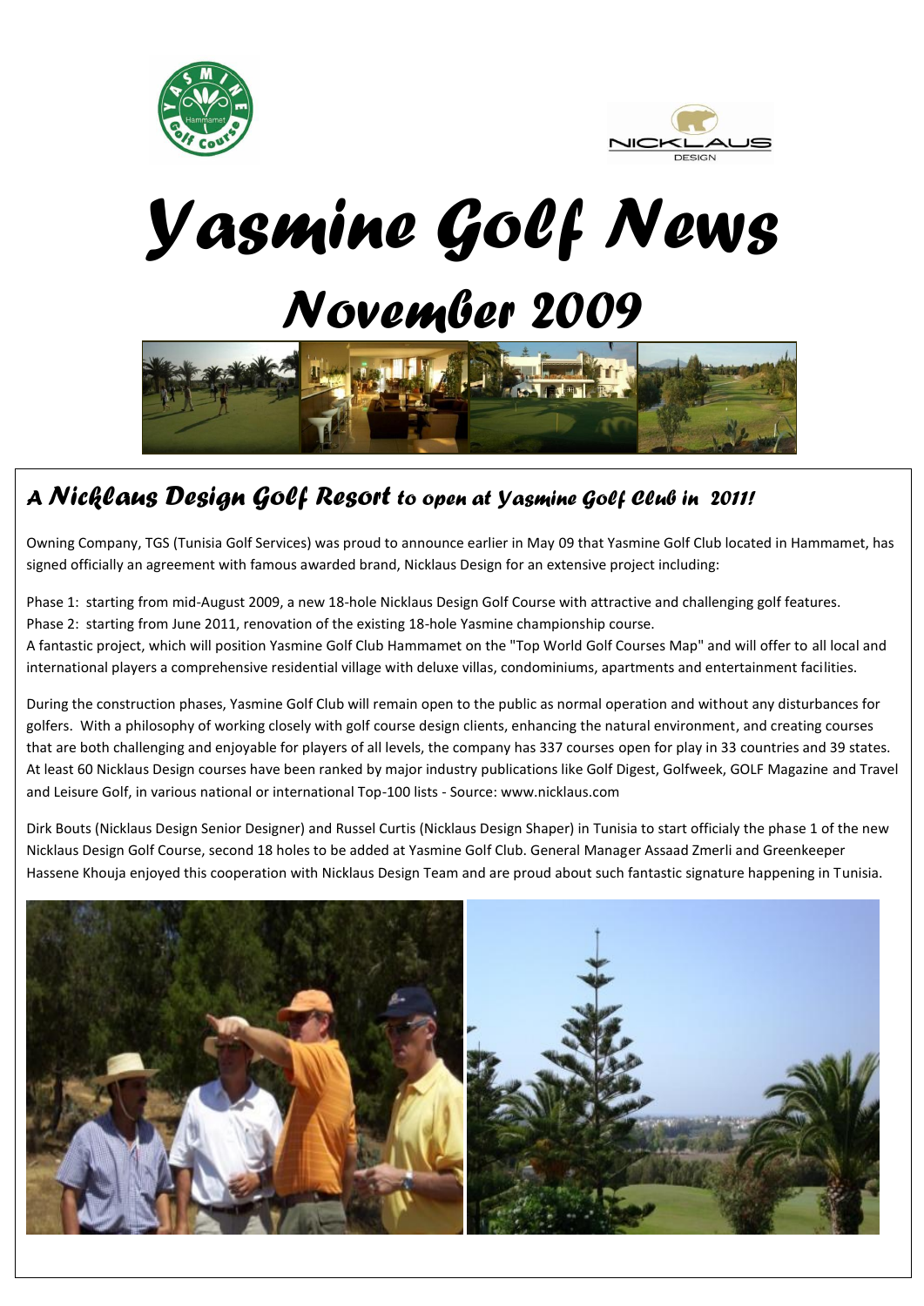# Yasmine Golf News

# November 2009

## A *Nicklaus Design Golf Resort* to open at Yasmine Golf Club in 2011!

Owning Company, TGS (Tunisia Golf Services) was proud to announce earlier in May 09 that Yasmine Golf Club located in Hammamet, has signed officially an agreement with famous awarded brand, Nicklaus Design for an extensive project including:

Phase 1: starting from mid-August 2009, a new 18-hole Nicklaus Design Golf Course with attractive and challenging golf features.
Phase 2: starting from June 2011, renovation of the existing 18-hole Yasmine championship course.
A fantastic project, which will position Yasmine Golf Club Hammamet on the "Top World Golf Courses Map" and will offer to all local and international players a comprehensive residential village with deluxe villas, condominiums, apartments and entertainment facilities.

During the construction phases, Yasmine Golf Club will remain open to the public as normal operation and without any disturbances for golfers. With a philosophy of working closely with golf course design clients, enhancing the natural environment, and creating courses that are both challenging and enjoyable for players of all levels, the company has 337 courses open for play in 33 countries and 39 states. At least 60 Nicklaus Design courses have been ranked by major industry publications like Golf Digest, Golfweek, GOLF Magazine and Travel and Leisure Golf, in various national or international Top-100 lists - Source: www.nicklaus.com

Dirk Bouts (Nicklaus Design Senior Designer) and Russel Curtis (Nicklaus Design Shaper) in Tunisia to start officialy the phase 1 of the new Nicklaus Design Golf Course, second 18 holes to be added at Yasmine Golf Club. General Manager Assaad Zmerli and Greenkeeper Hassene Khouja enjoyed this cooperation with Nicklaus Design Team and are proud about such fantastic signature happening in Tunisia.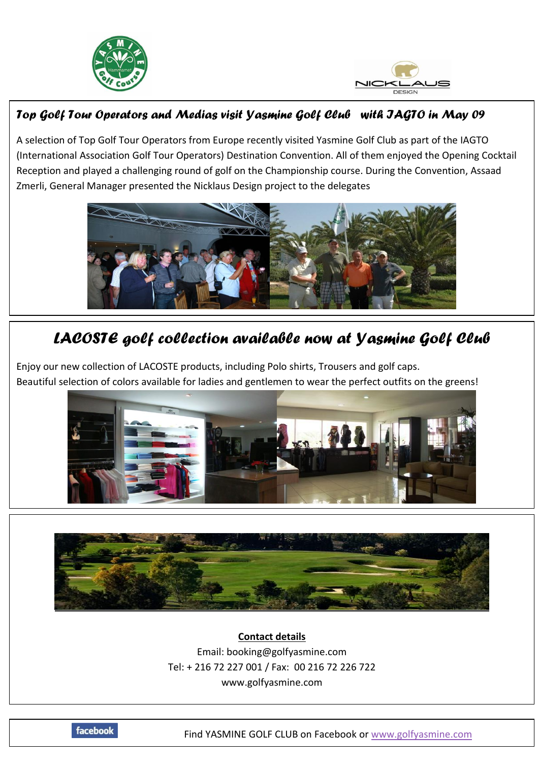## Top Golf Tour Operators and Medias visit Yasmine Golf Club with IAGTO in May 09

A selection of Top Golf Tour Operators from Europe recently visited Yasmine Golf Club as part of the IAGTO (International Association Golf Tour Operators) Destination Convention. All of them enjoyed the Opening Cocktail Reception and played a challenging round of golf on the Championship course. During the Convention, Assaad Zmerli, General Manager presented the Nicklaus Design project to the delegates

## LACOSTE golf collection available now at Yasmine Golf Club

Enjoy our new collection of LACOSTE products, including Polo shirts, Trousers and golf caps.
Beautiful selection of colors available for ladies and gentlemen to wear the perfect outfits on the greens!

**Contact details**

Email: booking@golfyasmine.com
Tel: + 216 72 227 001 / Fax: 00 216 72 226 722
www.golfyasmine.com

facebook

Find YASMINE GOLF CLUB on Facebook or www.golfyasmine.com